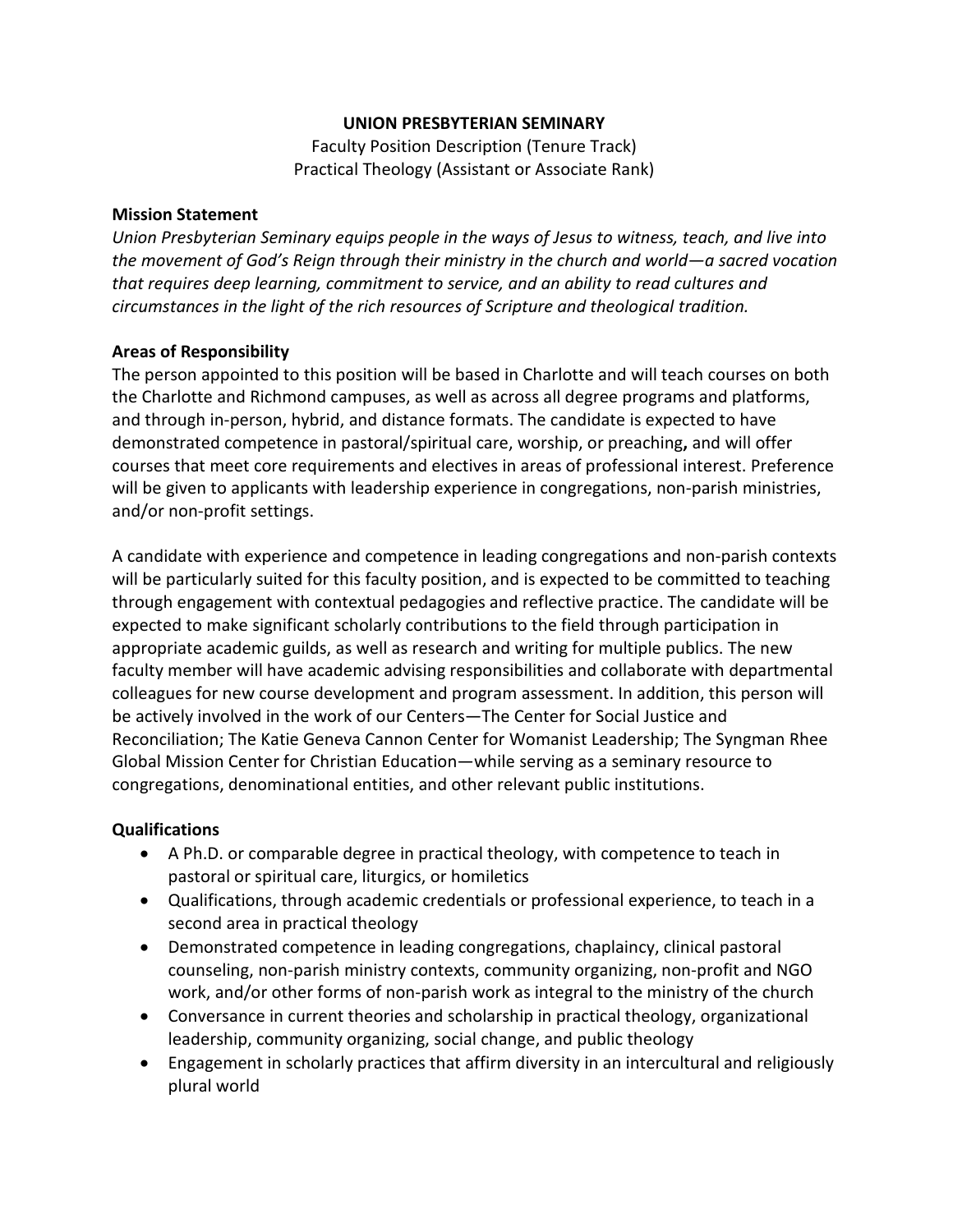**UNION PRESBYTERIAN SEMINARY**

Faculty Position Description (Tenure Track)
Practical Theology (Assistant or Associate Rank)

**Mission Statement**

*Union Presbyterian Seminary equips people in the ways of Jesus to witness, teach, and live into the movement of God's Reign through their ministry in the church and world—a sacred vocation that requires deep learning, commitment to service, and an ability to read cultures and circumstances in the light of the rich resources of Scripture and theological tradition.*

**Areas of Responsibility**

The person appointed to this position will be based in Charlotte and will teach courses on both the Charlotte and Richmond campuses, as well as across all degree programs and platforms, and through in-person, hybrid, and distance formats. The candidate is expected to have demonstrated competence in pastoral/spiritual care, worship, or preaching**,** and will offer courses that meet core requirements and electives in areas of professional interest. Preference will be given to applicants with leadership experience in congregations, non-parish ministries, and/or non-profit settings.

A candidate with experience and competence in leading congregations and non-parish contexts will be particularly suited for this faculty position, and is expected to be committed to teaching through engagement with contextual pedagogies and reflective practice. The candidate will be expected to make significant scholarly contributions to the field through participation in appropriate academic guilds, as well as research and writing for multiple publics. The new faculty member will have academic advising responsibilities and collaborate with departmental colleagues for new course development and program assessment. In addition, this person will be actively involved in the work of our Centers—The Center for Social Justice and Reconciliation; The Katie Geneva Cannon Center for Womanist Leadership; The Syngman Rhee Global Mission Center for Christian Education—while serving as a seminary resource to congregations, denominational entities, and other relevant public institutions.

**Qualifications**

- A Ph.D. or comparable degree in practical theology, with competence to teach in pastoral or spiritual care, liturgics, or homiletics
- Qualifications, through academic credentials or professional experience, to teach in a second area in practical theology
- Demonstrated competence in leading congregations, chaplaincy, clinical pastoral counseling, non-parish ministry contexts, community organizing, non-profit and NGO work, and/or other forms of non-parish work as integral to the ministry of the church
- Conversance in current theories and scholarship in practical theology, organizational leadership, community organizing, social change, and public theology
- Engagement in scholarly practices that affirm diversity in an intercultural and religiously plural world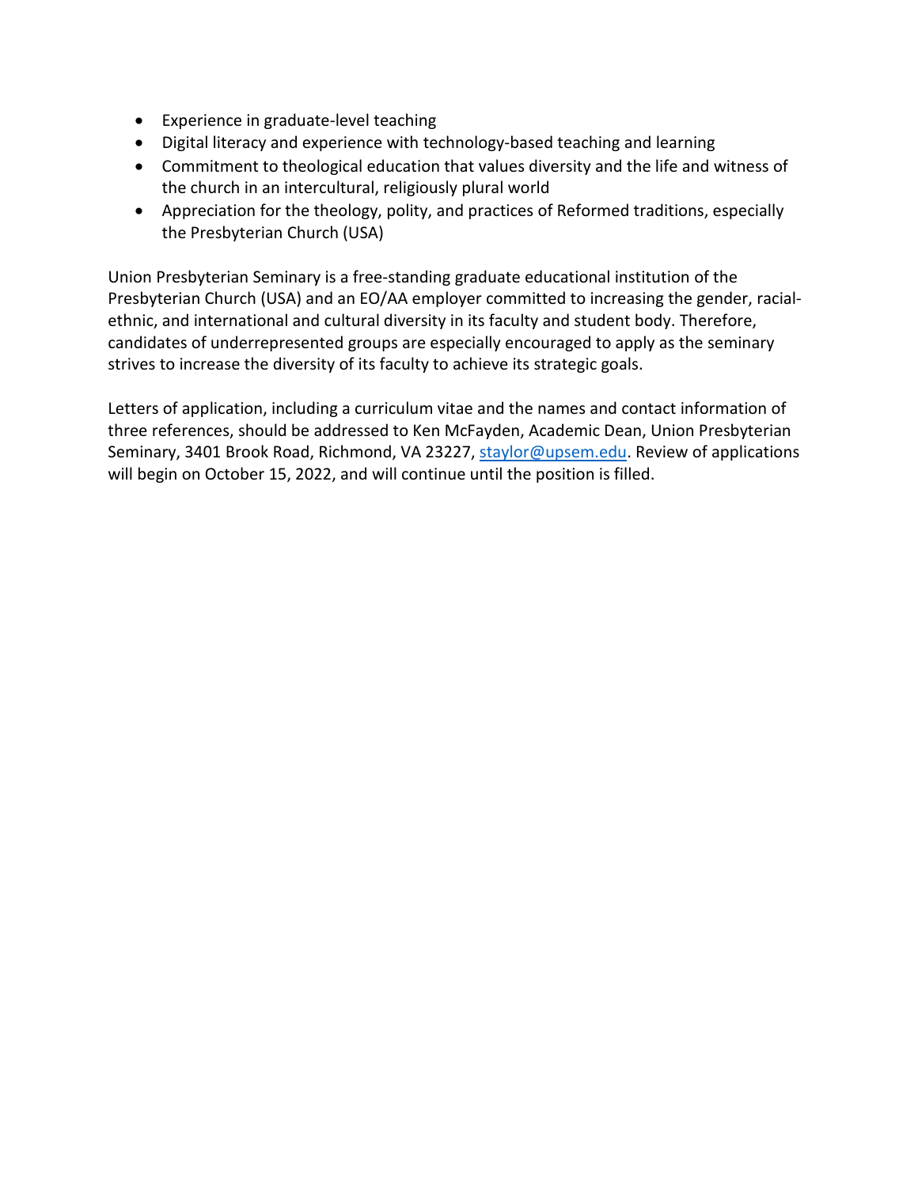- Experience in graduate-level teaching
- Digital literacy and experience with technology-based teaching and learning
- Commitment to theological education that values diversity and the life and witness of the church in an intercultural, religiously plural world
- Appreciation for the theology, polity, and practices of Reformed traditions, especially the Presbyterian Church (USA)

Union Presbyterian Seminary is a free-standing graduate educational institution of the Presbyterian Church (USA) and an EO/AA employer committed to increasing the gender, racial-ethnic, and international and cultural diversity in its faculty and student body. Therefore, candidates of underrepresented groups are especially encouraged to apply as the seminary strives to increase the diversity of its faculty to achieve its strategic goals.

Letters of application, including a curriculum vitae and the names and contact information of three references, should be addressed to Ken McFayden, Academic Dean, Union Presbyterian Seminary, 3401 Brook Road, Richmond, VA 23227, staylor@upsem.edu. Review of applications will begin on October 15, 2022, and will continue until the position is filled.